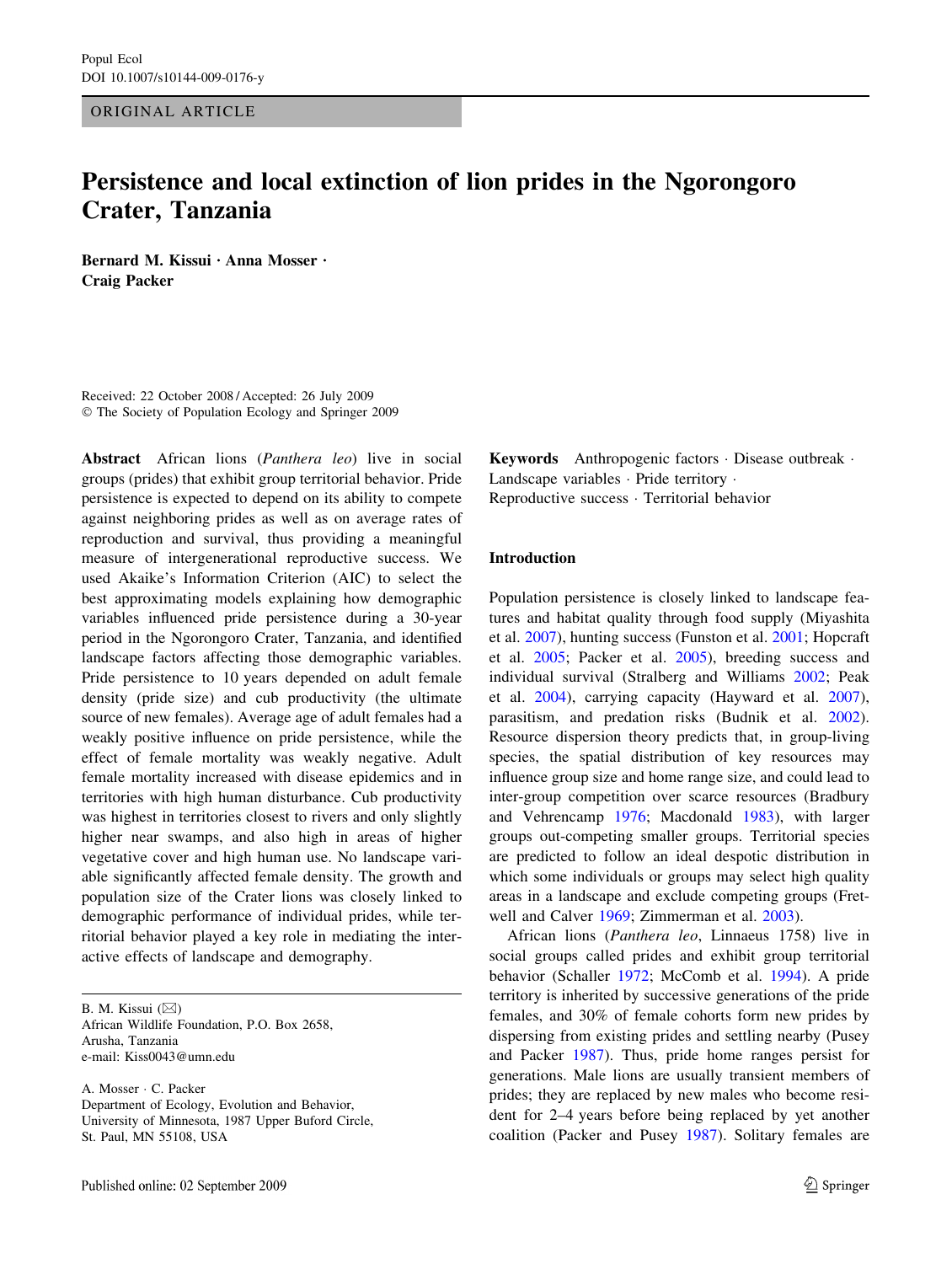ORIGINAL ARTICLE

# Persistence and local extinction of lion prides in the Ngorongoro Crater, Tanzania

**Bernard M. Kissui · Anna Mosser · Craig Packer**

Received: 22 October 2008 / Accepted: 26 July 2009
© The Society of Population Ecology and Springer 2009

**Abstract** African lions (*Panthera leo*) live in social groups (prides) that exhibit group territorial behavior. Pride persistence is expected to depend on its ability to compete against neighboring prides as well as on average rates of reproduction and survival, thus providing a meaningful measure of intergenerational reproductive success. We used Akaike's Information Criterion (AIC) to select the best approximating models explaining how demographic variables influenced pride persistence during a 30-year period in the Ngorongoro Crater, Tanzania, and identified landscape factors affecting those demographic variables. Pride persistence to 10 years depended on adult female density (pride size) and cub productivity (the ultimate source of new females). Average age of adult females had a weakly positive influence on pride persistence, while the effect of female mortality was weakly negative. Adult female mortality increased with disease epidemics and in territories with high human disturbance. Cub productivity was highest in territories closest to rivers and only slightly higher near swamps, and also high in areas of higher vegetative cover and high human use. No landscape variable significantly affected female density. The growth and population size of the Crater lions was closely linked to demographic performance of individual prides, while territorial behavior played a key role in mediating the interactive effects of landscape and demography.

B. M. Kissui (✉)
African Wildlife Foundation, P.O. Box 2658,
Arusha, Tanzania
e-mail: Kiss0043@umn.edu

A. Mosser · C. Packer
Department of Ecology, Evolution and Behavior,
University of Minnesota, 1987 Upper Buford Circle,
St. Paul, MN 55108, USA

**Keywords** Anthropogenic factors · Disease outbreak · Landscape variables · Pride territory · Reproductive success · Territorial behavior

## Introduction

Population persistence is closely linked to landscape features and habitat quality through food supply (Miyashita et al. 2007), hunting success (Funston et al. 2001; Hopcraft et al. 2005; Packer et al. 2005), breeding success and individual survival (Stralberg and Williams 2002; Peak et al. 2004), carrying capacity (Hayward et al. 2007), parasitism, and predation risks (Budnik et al. 2002). Resource dispersion theory predicts that, in group-living species, the spatial distribution of key resources may influence group size and home range size, and could lead to inter-group competition over scarce resources (Bradbury and Vehrencamp 1976; Macdonald 1983), with larger groups out-competing smaller groups. Territorial species are predicted to follow an ideal despotic distribution in which some individuals or groups may select high quality areas in a landscape and exclude competing groups (Fretwell and Calver 1969; Zimmerman et al. 2003).

African lions (*Panthera leo*, Linnaeus 1758) live in social groups called prides and exhibit group territorial behavior (Schaller 1972; McComb et al. 1994). A pride territory is inherited by successive generations of the pride females, and 30% of female cohorts form new prides by dispersing from existing prides and settling nearby (Pusey and Packer 1987). Thus, pride home ranges persist for generations. Male lions are usually transient members of prides; they are replaced by new males who become resident for 2–4 years before being replaced by yet another coalition (Packer and Pusey 1987). Solitary females are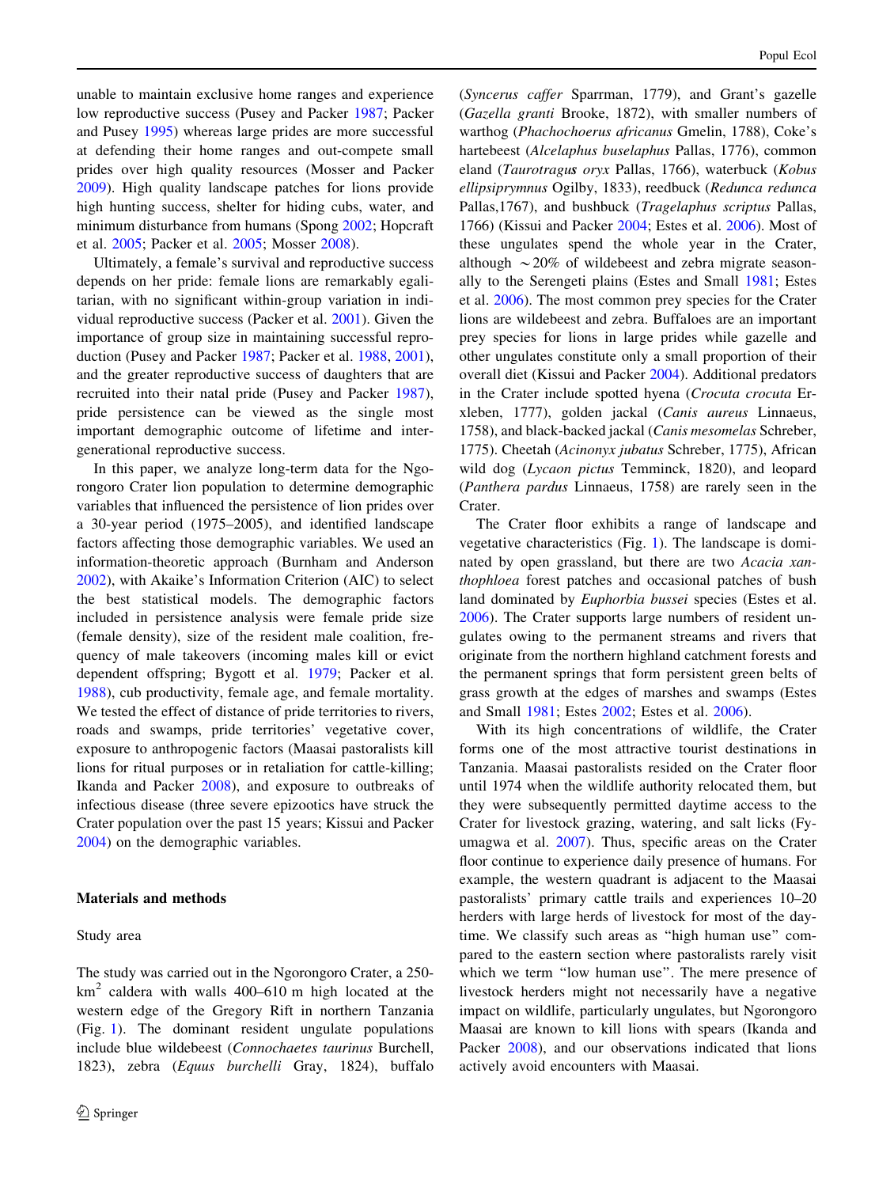unable to maintain exclusive home ranges and experience low reproductive success (Pusey and Packer 1987; Packer and Pusey 1995) whereas large prides are more successful at defending their home ranges and out-compete small prides over high quality resources (Mosser and Packer 2009). High quality landscape patches for lions provide high hunting success, shelter for hiding cubs, water, and minimum disturbance from humans (Spong 2002; Hopcraft et al. 2005; Packer et al. 2005; Mosser 2008).

Ultimately, a female's survival and reproductive success depends on her pride: female lions are remarkably egalitarian, with no significant within-group variation in individual reproductive success (Packer et al. 2001). Given the importance of group size in maintaining successful reproduction (Pusey and Packer 1987; Packer et al. 1988, 2001), and the greater reproductive success of daughters that are recruited into their natal pride (Pusey and Packer 1987), pride persistence can be viewed as the single most important demographic outcome of lifetime and intergenerational reproductive success.

In this paper, we analyze long-term data for the Ngorongoro Crater lion population to determine demographic variables that influenced the persistence of lion prides over a 30-year period (1975–2005), and identified landscape factors affecting those demographic variables. We used an information-theoretic approach (Burnham and Anderson 2002), with Akaike's Information Criterion (AIC) to select the best statistical models. The demographic factors included in persistence analysis were female pride size (female density), size of the resident male coalition, frequency of male takeovers (incoming males kill or evict dependent offspring; Bygott et al. 1979; Packer et al. 1988), cub productivity, female age, and female mortality. We tested the effect of distance of pride territories to rivers, roads and swamps, pride territories' vegetative cover, exposure to anthropogenic factors (Maasai pastoralists kill lions for ritual purposes or in retaliation for cattle-killing; Ikanda and Packer 2008), and exposure to outbreaks of infectious disease (three severe epizootics have struck the Crater population over the past 15 years; Kissui and Packer 2004) on the demographic variables.

## Materials and methods

### Study area

The study was carried out in the Ngorongoro Crater, a 250-km$^2$ caldera with walls 400–610 m high located at the western edge of the Gregory Rift in northern Tanzania (Fig. 1). The dominant resident ungulate populations include blue wildebeest (*Connochaetes taurinus* Burchell, 1823), zebra (*Equus burchelli* Gray, 1824), buffalo (*Syncerus caffer* Sparrman, 1779), and Grant's gazelle (*Gazella granti* Brooke, 1872), with smaller numbers of warthog (*Phachochoerus africanus* Gmelin, 1788), Coke's hartebeest (*Alcelaphus buselaphus* Pallas, 1776), common eland (*Taurotragus oryx* Pallas, 1766), waterbuck (*Kobus ellipsiprymnus* Ogilby, 1833), reedbuck (*Redunca redunca* Pallas,1767), and bushbuck (*Tragelaphus scriptus* Pallas, 1766) (Kissui and Packer 2004; Estes et al. 2006). Most of these ungulates spend the whole year in the Crater, although ~20% of wildebeest and zebra migrate seasonally to the Serengeti plains (Estes and Small 1981; Estes et al. 2006). The most common prey species for the Crater lions are wildebeest and zebra. Buffaloes are an important prey species for lions in large prides while gazelle and other ungulates constitute only a small proportion of their overall diet (Kissui and Packer 2004). Additional predators in the Crater include spotted hyena (*Crocuta crocuta* Erxleben, 1777), golden jackal (*Canis aureus* Linnaeus, 1758), and black-backed jackal (*Canis mesomelas* Schreber, 1775). Cheetah (*Acinonyx jubatus* Schreber, 1775), African wild dog (*Lycaon pictus* Temminck, 1820), and leopard (*Panthera pardus* Linnaeus, 1758) are rarely seen in the Crater.

The Crater floor exhibits a range of landscape and vegetative characteristics (Fig. 1). The landscape is dominated by open grassland, but there are two *Acacia xanthophloea* forest patches and occasional patches of bush land dominated by *Euphorbia bussei* species (Estes et al. 2006). The Crater supports large numbers of resident ungulates owing to the permanent streams and rivers that originate from the northern highland catchment forests and the permanent springs that form persistent green belts of grass growth at the edges of marshes and swamps (Estes and Small 1981; Estes 2002; Estes et al. 2006).

With its high concentrations of wildlife, the Crater forms one of the most attractive tourist destinations in Tanzania. Maasai pastoralists resided on the Crater floor until 1974 when the wildlife authority relocated them, but they were subsequently permitted daytime access to the Crater for livestock grazing, watering, and salt licks (Fyumagwa et al. 2007). Thus, specific areas on the Crater floor continue to experience daily presence of humans. For example, the western quadrant is adjacent to the Maasai pastoralists' primary cattle trails and experiences 10–20 herders with large herds of livestock for most of the daytime. We classify such areas as "high human use" compared to the eastern section where pastoralists rarely visit which we term "low human use". The mere presence of livestock herders might not necessarily have a negative impact on wildlife, particularly ungulates, but Ngorongoro Maasai are known to kill lions with spears (Ikanda and Packer 2008), and our observations indicated that lions actively avoid encounters with Maasai.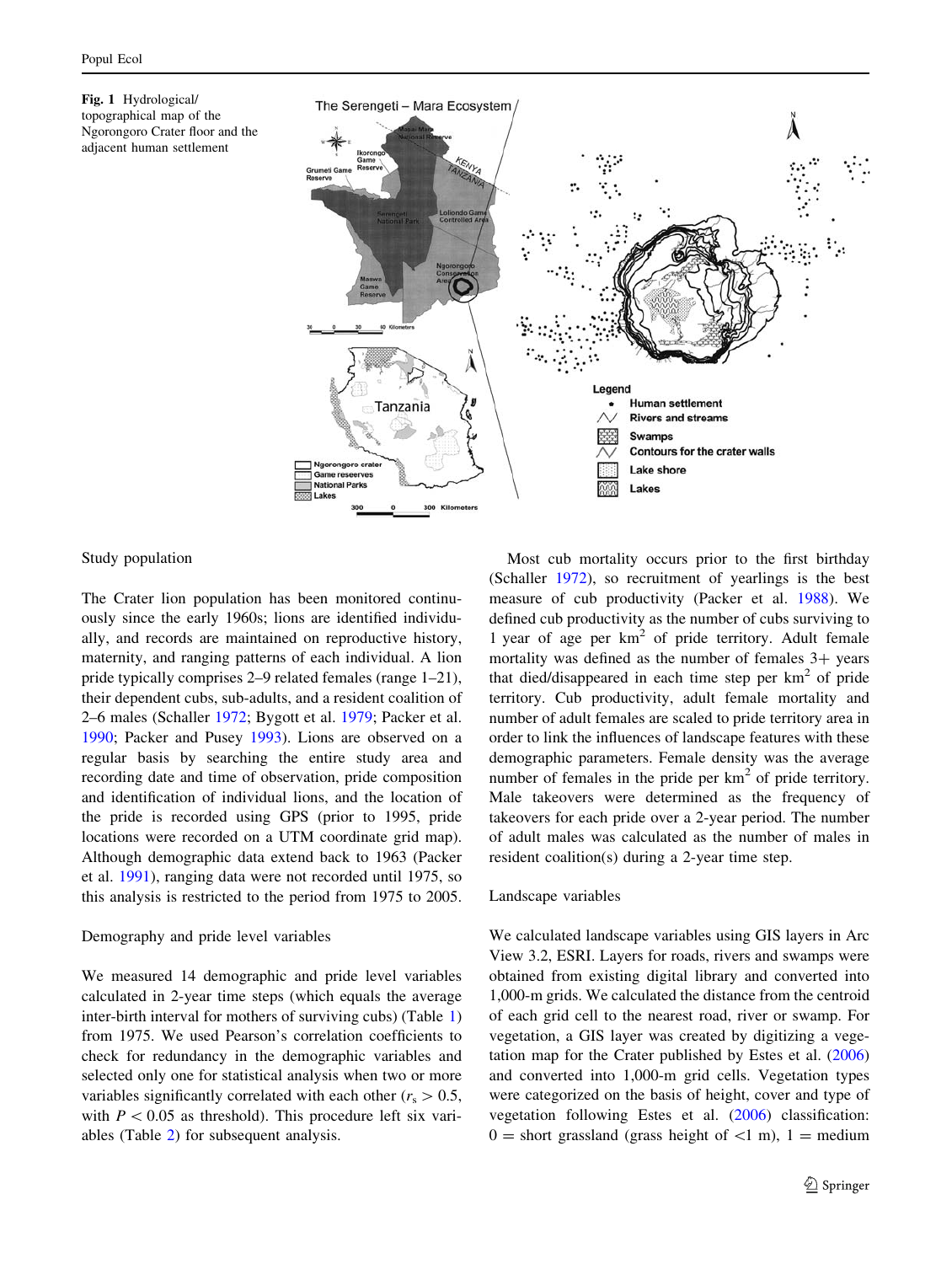Fig. 1 Hydrological/topographical map of the Ngorongoro Crater floor and the adjacent human settlement

## Study population

The Crater lion population has been monitored continuously since the early 1960s; lions are identified individually, and records are maintained on reproductive history, maternity, and ranging patterns of each individual. A lion pride typically comprises 2–9 related females (range 1–21), their dependent cubs, sub-adults, and a resident coalition of 2–6 males (Schaller 1972; Bygott et al. 1979; Packer et al. 1990; Packer and Pusey 1993). Lions are observed on a regular basis by searching the entire study area and recording date and time of observation, pride composition and identification of individual lions, and the location of the pride is recorded using GPS (prior to 1995, pride locations were recorded on a UTM coordinate grid map). Although demographic data extend back to 1963 (Packer et al. 1991), ranging data were not recorded until 1975, so this analysis is restricted to the period from 1975 to 2005.

## Demography and pride level variables

We measured 14 demographic and pride level variables calculated in 2-year time steps (which equals the average inter-birth interval for mothers of surviving cubs) (Table 1) from 1975. We used Pearson's correlation coefficients to check for redundancy in the demographic variables and selected only one for statistical analysis when two or more variables significantly correlated with each other ($r_s > 0.5$, with $P < 0.05$ as threshold). This procedure left six variables (Table 2) for subsequent analysis.

Most cub mortality occurs prior to the first birthday (Schaller 1972), so recruitment of yearlings is the best measure of cub productivity (Packer et al. 1988). We defined cub productivity as the number of cubs surviving to 1 year of age per $\text{km}^2$ of pride territory. Adult female mortality was defined as the number of females 3+ years that died/disappeared in each time step per $\text{km}^2$ of pride territory. Cub productivity, adult female mortality and number of adult females are scaled to pride territory area in order to link the influences of landscape features with these demographic parameters. Female density was the average number of females in the pride per $\text{km}^2$ of pride territory. Male takeovers were determined as the frequency of takeovers for each pride over a 2-year period. The number of adult males was calculated as the number of males in resident coalition(s) during a 2-year time step.

## Landscape variables

We calculated landscape variables using GIS layers in Arc View 3.2, ESRI. Layers for roads, rivers and swamps were obtained from existing digital library and converted into 1,000-m grids. We calculated the distance from the centroid of each grid cell to the nearest road, river or swamp. For vegetation, a GIS layer was created by digitizing a vegetation map for the Crater published by Estes et al. (2006) and converted into 1,000-m grid cells. Vegetation types were categorized on the basis of height, cover and type of vegetation following Estes et al. (2006) classification: 0 = short grassland (grass height of <1 m), 1 = medium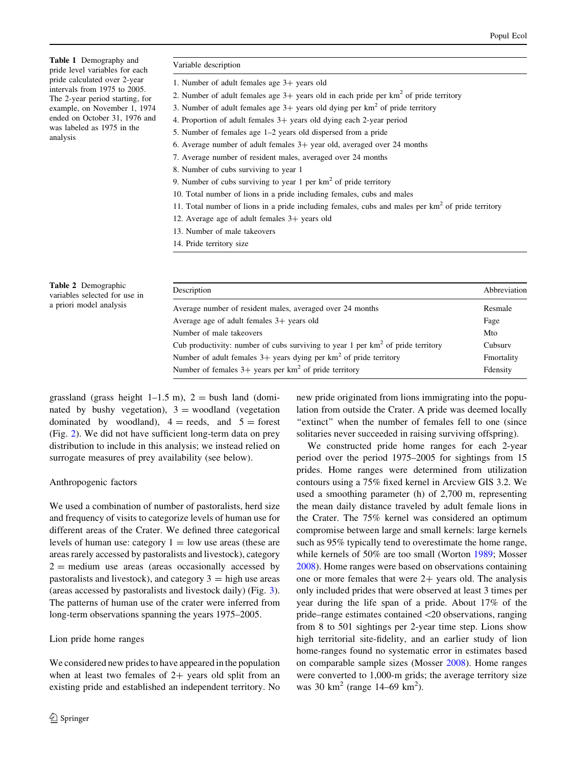**Table 1** Demography and pride level variables for each pride calculated over 2-year intervals from 1975 to 2005. The 2-year period starting, for example, on November 1, 1974 ended on October 31, 1976 and was labeled as 1975 in the analysis

| Variable description |
|---|
| 1. Number of adult females age 3+ years old |
| 2. Number of adult females age 3+ years old in each pride per km$^2$ of pride territory |
| 3. Number of adult females age 3+ years old dying per km$^2$ of pride territory |
| 4. Proportion of adult females 3+ years old dying each 2-year period |
| 5. Number of females age 1–2 years old dispersed from a pride |
| 6. Average number of adult females 3+ year old, averaged over 24 months |
| 7. Average number of resident males, averaged over 24 months |
| 8. Number of cubs surviving to year 1 |
| 9. Number of cubs surviving to year 1 per km$^2$ of pride territory |
| 10. Total number of lions in a pride including females, cubs and males |
| 11. Total number of lions in a pride including females, cubs and males per km$^2$ of pride territory |
| 12. Average age of adult females 3+ years old |
| 13. Number of male takeovers |
| 14. Pride territory size |

**Table 2** Demographic variables selected for use in a priori model analysis

| Description | Abbreviation |
|---|---|
| Average number of resident males, averaged over 24 months | Resmale |
| Average age of adult females 3+ years old | Fage |
| Number of male takeovers | Mto |
| Cub productivity: number of cubs surviving to year 1 per km$^2$ of pride territory | Cubsurv |
| Number of adult females 3+ years dying per km$^2$ of pride territory | Fmortality |
| Number of females 3+ years per km$^2$ of pride territory | Fdensity |

grassland (grass height 1–1.5 m), 2 = bush land (dominated by bushy vegetation), 3 = woodland (vegetation dominated by woodland), 4 = reeds, and 5 = forest (Fig. 2). We did not have sufficient long-term data on prey distribution to include in this analysis; we instead relied on surrogate measures of prey availability (see below).

### Anthropogenic factors

We used a combination of number of pastoralists, herd size and frequency of visits to categorize levels of human use for different areas of the Crater. We defined three categorical levels of human use: category 1 = low use areas (these are areas rarely accessed by pastoralists and livestock), category 2 = medium use areas (areas occasionally accessed by pastoralists and livestock), and category 3 = high use areas (areas accessed by pastoralists and livestock daily) (Fig. 3). The patterns of human use of the crater were inferred from long-term observations spanning the years 1975–2005.

### Lion pride home ranges

We considered new prides to have appeared in the population when at least two females of 2+ years old split from an existing pride and established an independent territory. No new pride originated from lions immigrating into the population from outside the Crater. A pride was deemed locally "extinct" when the number of females fell to one (since solitaries never succeeded in raising surviving offspring).

We constructed pride home ranges for each 2-year period over the period 1975–2005 for sightings from 15 prides. Home ranges were determined from utilization contours using a 75% fixed kernel in Arcview GIS 3.2. We used a smoothing parameter (h) of 2,700 m, representing the mean daily distance traveled by adult female lions in the Crater. The 75% kernel was considered an optimum compromise between large and small kernels: large kernels such as 95% typically tend to overestimate the home range, while kernels of 50% are too small (Worton 1989; Mosser 2008). Home ranges were based on observations containing one or more females that were 2+ years old. The analysis only included prides that were observed at least 3 times per year during the life span of a pride. About 17% of the pride–range estimates contained <20 observations, ranging from 8 to 501 sightings per 2-year time step. Lions show high territorial site-fidelity, and an earlier study of lion home-ranges found no systematic error in estimates based on comparable sample sizes (Mosser 2008). Home ranges were converted to 1,000-m grids; the average territory size was 30 km$^2$ (range 14–69 km$^2$).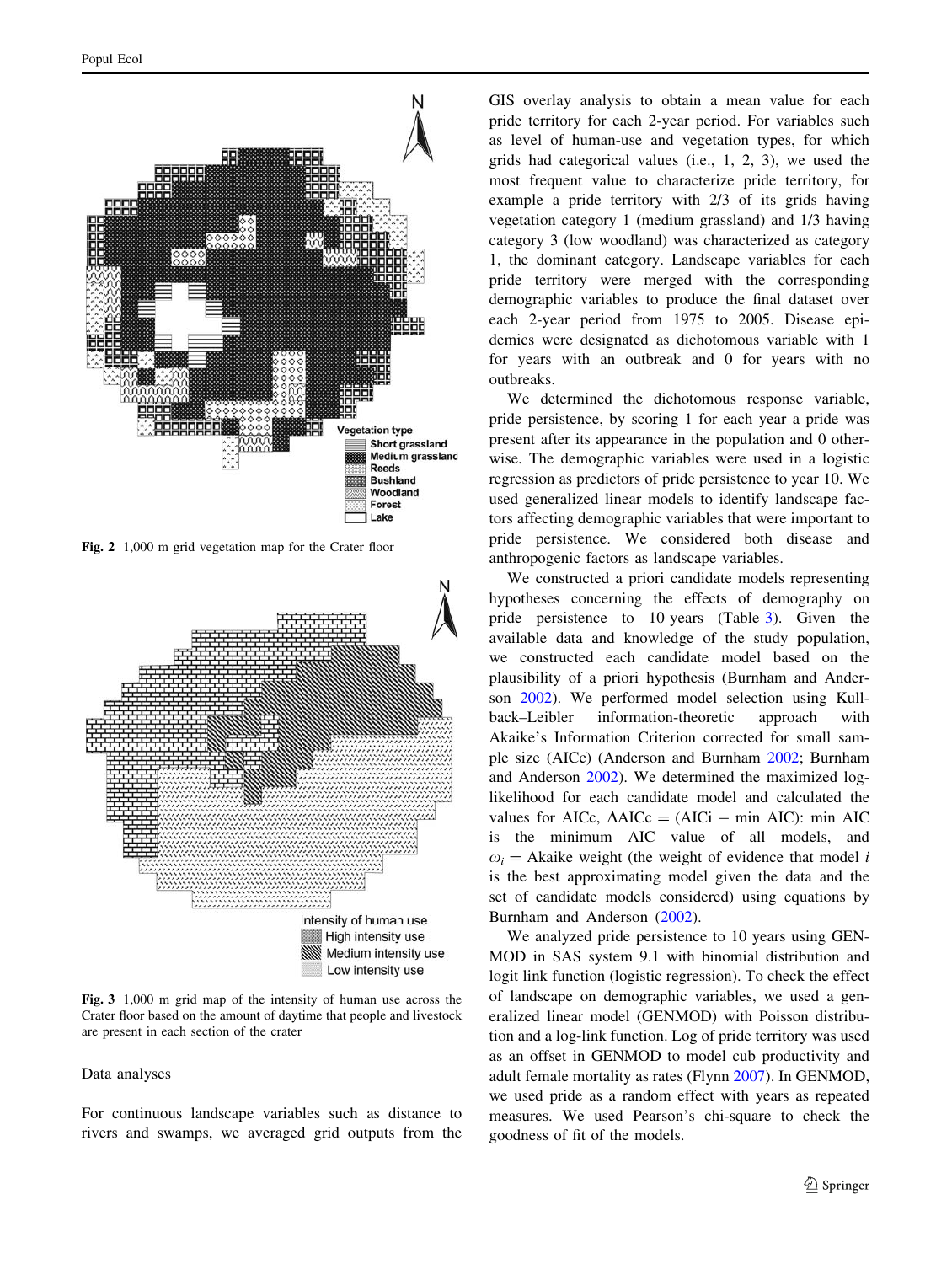Fig. 2 1,000 m grid vegetation map for the Crater floor

Fig. 3 1,000 m grid map of the intensity of human use across the Crater floor based on the amount of daytime that people and livestock are present in each section of the crater

### Data analyses

For continuous landscape variables such as distance to rivers and swamps, we averaged grid outputs from the GIS overlay analysis to obtain a mean value for each pride territory for each 2-year period. For variables such as level of human-use and vegetation types, for which grids had categorical values (i.e., 1, 2, 3), we used the most frequent value to characterize pride territory, for example a pride territory with 2/3 of its grids having vegetation category 1 (medium grassland) and 1/3 having category 3 (low woodland) was characterized as category 1, the dominant category. Landscape variables for each pride territory were merged with the corresponding demographic variables to produce the final dataset over each 2-year period from 1975 to 2005. Disease epidemics were designated as dichotomous variable with 1 for years with an outbreak and 0 for years with no outbreaks.

We determined the dichotomous response variable, pride persistence, by scoring 1 for each year a pride was present after its appearance in the population and 0 otherwise. The demographic variables were used in a logistic regression as predictors of pride persistence to year 10. We used generalized linear models to identify landscape factors affecting demographic variables that were important to pride persistence. We considered both disease and anthropogenic factors as landscape variables.

We constructed a priori candidate models representing hypotheses concerning the effects of demography on pride persistence to 10 years (Table 3). Given the available data and knowledge of the study population, we constructed each candidate model based on the plausibility of a priori hypothesis (Burnham and Anderson 2002). We performed model selection using Kullback–Leibler information-theoretic approach with Akaike's Information Criterion corrected for small sample size (AICc) (Anderson and Burnham 2002; Burnham and Anderson 2002). We determined the maximized log-likelihood for each candidate model and calculated the values for AICc, $\Delta$AICc = (AICi − min AIC): min AIC is the minimum AIC value of all models, and $\omega_i$ = Akaike weight (the weight of evidence that model $i$ is the best approximating model given the data and the set of candidate models considered) using equations by Burnham and Anderson (2002).

We analyzed pride persistence to 10 years using GENMOD in SAS system 9.1 with binomial distribution and logit link function (logistic regression). To check the effect of landscape on demographic variables, we used a generalized linear model (GENMOD) with Poisson distribution and a log-link function. Log of pride territory was used as an offset in GENMOD to model cub productivity and adult female mortality as rates (Flynn 2007). In GENMOD, we used pride as a random effect with years as repeated measures. We used Pearson's chi-square to check the goodness of fit of the models.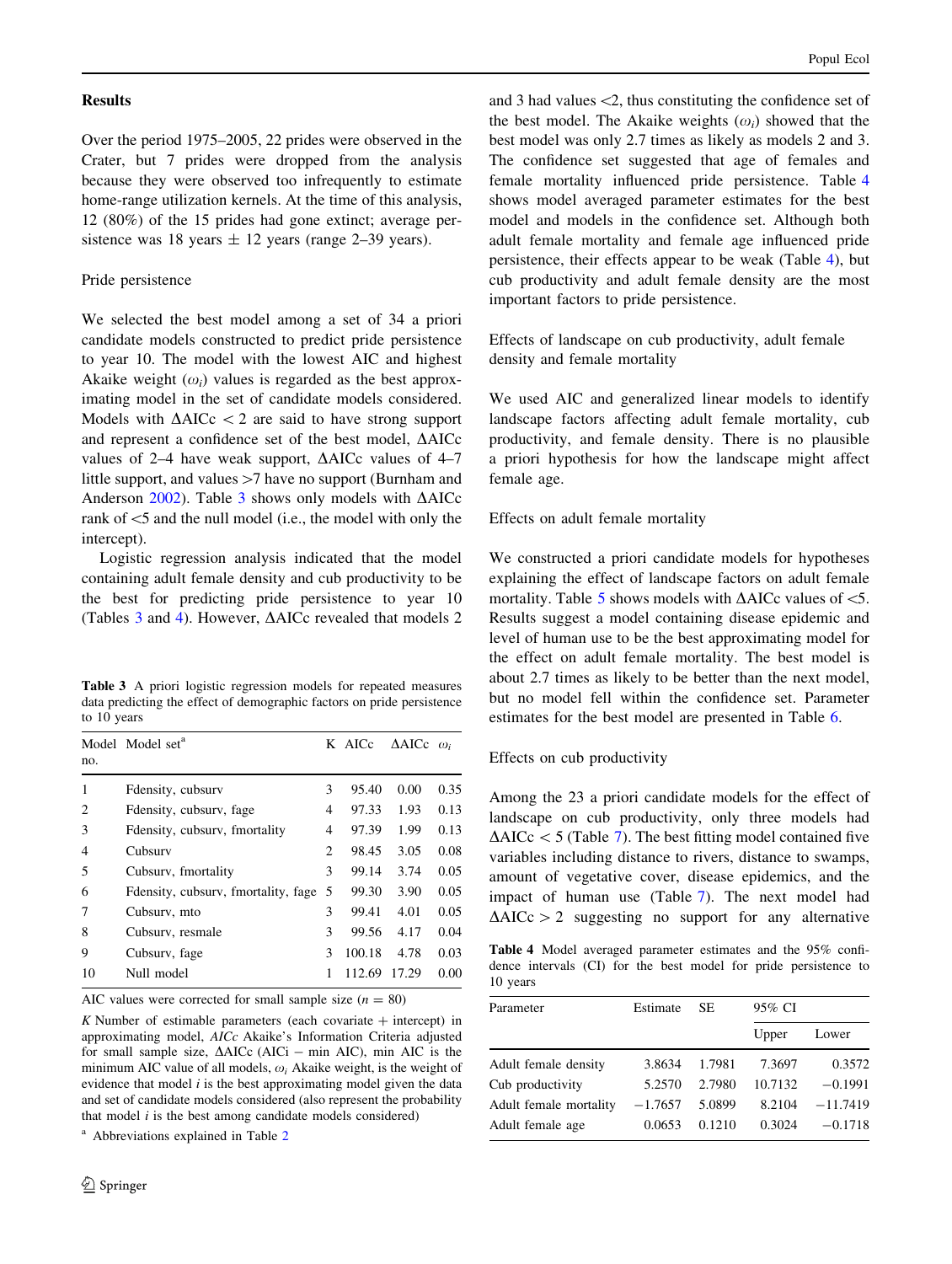## Results

Over the period 1975–2005, 22 prides were observed in the Crater, but 7 prides were dropped from the analysis because they were observed too infrequently to estimate home-range utilization kernels. At the time of this analysis, 12 (80%) of the 15 prides had gone extinct; average persistence was 18 years ± 12 years (range 2–39 years).

### Pride persistence

We selected the best model among a set of 34 a priori candidate models constructed to predict pride persistence to year 10. The model with the lowest AIC and highest Akaike weight ($\omega_i$) values is regarded as the best approximating model in the set of candidate models considered. Models with $\Delta$AICc $< 2$ are said to have strong support and represent a confidence set of the best model, $\Delta$AICc values of 2–4 have weak support, $\Delta$AICc values of 4–7 little support, and values >7 have no support (Burnham and Anderson 2002). Table 3 shows only models with $\Delta$AICc rank of <5 and the null model (i.e., the model with only the intercept).

Logistic regression analysis indicated that the model containing adult female density and cub productivity to be the best for predicting pride persistence to year 10 (Tables 3 and 4). However, $\Delta$AICc revealed that models 2 and 3 had values <2, thus constituting the confidence set of the best model. The Akaike weights ($\omega_i$) showed that the best model was only 2.7 times as likely as models 2 and 3. The confidence set suggested that age of females and female mortality influenced pride persistence. Table 4 shows model averaged parameter estimates for the best model and models in the confidence set. Although both adult female mortality and female age influenced pride persistence, their effects appear to be weak (Table 4), but cub productivity and adult female density are the most important factors to pride persistence.

**Table 3** A priori logistic regression models for repeated measures data predicting the effect of demographic factors on pride persistence to 10 years

| Model no. | Model set[a] | K | AICc | $\Delta$AICc | $\omega_i$ |
|---|---|---|---|---|---|
| 1 | Fdensity, cubsurv | 3 | 95.40 | 0.00 | 0.35 |
| 2 | Fdensity, cubsurv, fage | 4 | 97.33 | 1.93 | 0.13 |
| 3 | Fdensity, cubsurv, fmortality | 4 | 97.39 | 1.99 | 0.13 |
| 4 | Cubsurv | 2 | 98.45 | 3.05 | 0.08 |
| 5 | Cubsurv, fmortality | 3 | 99.14 | 3.74 | 0.05 |
| 6 | Fdensity, cubsurv, fmortality, fage | 5 | 99.30 | 3.90 | 0.05 |
| 7 | Cubsurv, mto | 3 | 99.41 | 4.01 | 0.05 |
| 8 | Cubsurv, resmale | 3 | 99.56 | 4.17 | 0.04 |
| 9 | Cubsurv, fage | 3 | 100.18 | 4.78 | 0.03 |
| 10 | Null model | 1 | 112.69 | 17.29 | 0.00 |

AIC values were corrected for small sample size ($n = 80$)

*K* Number of estimable parameters (each covariate + intercept) in approximating model, *AICc* Akaike's Information Criteria adjusted for small sample size, $\Delta$AICc (AICi − min AIC), min AIC is the minimum AIC value of all models, $\omega_i$ Akaike weight, is the weight of evidence that model *i* is the best approximating model given the data and set of candidate models considered (also represent the probability that model *i* is the best among candidate models considered)

[a] Abbreviations explained in Table 2

### Effects of landscape on cub productivity, adult female density and female mortality

We used AIC and generalized linear models to identify landscape factors affecting adult female mortality, cub productivity, and female density. There is no plausible a priori hypothesis for how the landscape might affect female age.

### Effects on adult female mortality

We constructed a priori candidate models for hypotheses explaining the effect of landscape factors on adult female mortality. Table 5 shows models with $\Delta$AICc values of <5. Results suggest a model containing disease epidemic and level of human use to be the best approximating model for the effect on adult female mortality. The best model is about 2.7 times as likely to be better than the next model, but no model fell within the confidence set. Parameter estimates for the best model are presented in Table 6.

### Effects on cub productivity

Among the 23 a priori candidate models for the effect of landscape on cub productivity, only three models had $\Delta$AICc $< 5$ (Table 7). The best fitting model contained five variables including distance to rivers, distance to swamps, amount of vegetative cover, disease epidemics, and the impact of human use (Table 7). The next model had $\Delta$AICc $> 2$ suggesting no support for any alternative

**Table 4** Model averaged parameter estimates and the 95% confidence intervals (CI) for the best model for pride persistence to 10 years

| Parameter | Estimate | SE | 95% CI | |
|---|---|---|---|---|
| | | | Upper | Lower |
| Adult female density | 3.8634 | 1.7981 | 7.3697 | 0.3572 |
| Cub productivity | 5.2570 | 2.7980 | 10.7132 | −0.1991 |
| Adult female mortality | −1.7657 | 5.0899 | 8.2104 | −11.7419 |
| Adult female age | 0.0653 | 0.1210 | 0.3024 | −0.1718 |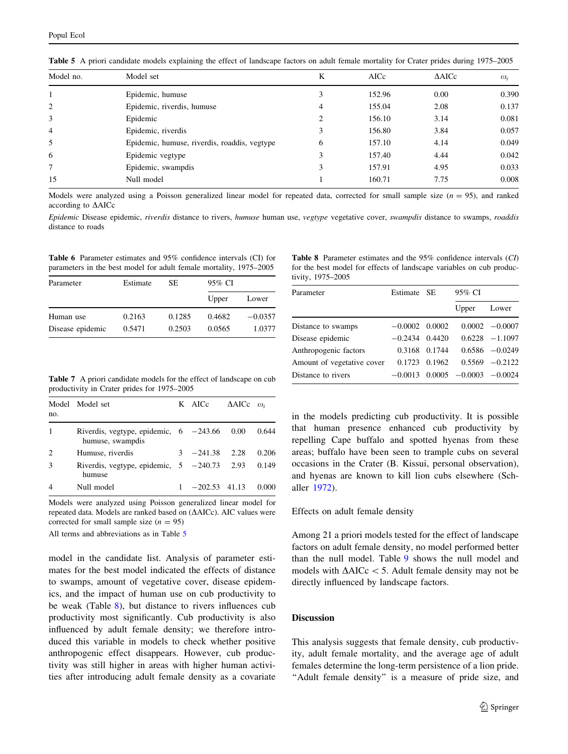**Table 5** A priori candidate models explaining the effect of landscape factors on adult female mortality for Crater prides during 1975–2005

| Model no. | Model set | K | AICc | ΔAICc | $\omega_i$ |
|---|---|---|---|---|---|
| 1 | Epidemic, humuse | 3 | 152.96 | 0.00 | 0.390 |
| 2 | Epidemic, riverdis, humuse | 4 | 155.04 | 2.08 | 0.137 |
| 3 | Epidemic | 2 | 156.10 | 3.14 | 0.081 |
| 4 | Epidemic, riverdis | 3 | 156.80 | 3.84 | 0.057 |
| 5 | Epidemic, humuse, riverdis, roaddis, vegtype | 6 | 157.10 | 4.14 | 0.049 |
| 6 | Epidemic vegtype | 3 | 157.40 | 4.44 | 0.042 |
| 7 | Epidemic, swampdis | 3 | 157.91 | 4.95 | 0.033 |
| 15 | Null model | 1 | 160.71 | 7.75 | 0.008 |

Models were analyzed using a Poisson generalized linear model for repeated data, corrected for small sample size ($n = 95$), and ranked according to ΔAICc

*Epidemic* Disease epidemic, *riverdis* distance to rivers, *humuse* human use, *vegtype* vegetative cover, *swampdis* distance to swamps, *roaddis* distance to roads

**Table 6** Parameter estimates and 95% confidence intervals (CI) for parameters in the best model for adult female mortality, 1975–2005

| Parameter | Estimate | SE | 95% CI | |
|---|---|---|---|---|
| | | | Upper | Lower |
| Human use | 0.2163 | 0.1285 | 0.4682 | −0.0357 |
| Disease epidemic | 0.5471 | 0.2503 | 0.0565 | 1.0377 |

**Table 7** A priori candidate models for the effect of landscape on cub productivity in Crater prides for 1975–2005

| Model no. | Model set | K | AICc | ΔAICc | $\omega_i$ |
|---|---|---|---|---|---|
| 1 | Riverdis, vegtype, epidemic, humuse, swampdis | 6 | −243.66 | 0.00 | 0.644 |
| 2 | Humuse, riverdis | 3 | −241.38 | 2.28 | 0.206 |
| 3 | Riverdis, vegtype, epidemic, humuse | 5 | −240.73 | 2.93 | 0.149 |
| 4 | Null model | 1 | −202.53 | 41.13 | 0.000 |

Models were analyzed using Poisson generalized linear model for repeated data. Models are ranked based on (ΔAICc). AIC values were corrected for small sample size ($n = 95$)

All terms and abbreviations as in Table 5

model in the candidate list. Analysis of parameter estimates for the best model indicated the effects of distance to swamps, amount of vegetative cover, disease epidemics, and the impact of human use on cub productivity to be weak (Table 8), but distance to rivers influences cub productivity most significantly. Cub productivity is also influenced by adult female density; we therefore introduced this variable in models to check whether positive anthropogenic effect disappears. However, cub productivity was still higher in areas with higher human activities after introducing adult female density as a covariate in the models predicting cub productivity. It is possible that human presence enhanced cub productivity by repelling Cape buffalo and spotted hyenas from these areas; buffalo have been seen to trample cubs on several occasions in the Crater (B. Kissui, personal observation), and hyenas are known to kill lion cubs elsewhere (Schaller 1972).

**Table 8** Parameter estimates and the 95% confidence intervals (*CI*) for the best model for effects of landscape variables on cub productivity, 1975–2005

| Parameter | Estimate | SE | 95% CI | |
|---|---|---|---|---|
| | | | Upper | Lower |
| Distance to swamps | −0.0002 | 0.0002 | 0.0002 | −0.0007 |
| Disease epidemic | −0.2434 | 0.4420 | 0.6228 | −1.1097 |
| Anthropogenic factors | 0.3168 | 0.1744 | 0.6586 | −0.0249 |
| Amount of vegetative cover | 0.1723 | 0.1962 | 0.5569 | −0.2122 |
| Distance to rivers | −0.0013 | 0.0005 | −0.0003 | −0.0024 |

Effects on adult female density

Among 21 a priori models tested for the effect of landscape factors on adult female density, no model performed better than the null model. Table 9 shows the null model and models with ΔAICc < 5. Adult female density may not be directly influenced by landscape factors.

## Discussion

This analysis suggests that female density, cub productivity, adult female mortality, and the average age of adult females determine the long-term persistence of a lion pride. "Adult female density" is a measure of pride size, and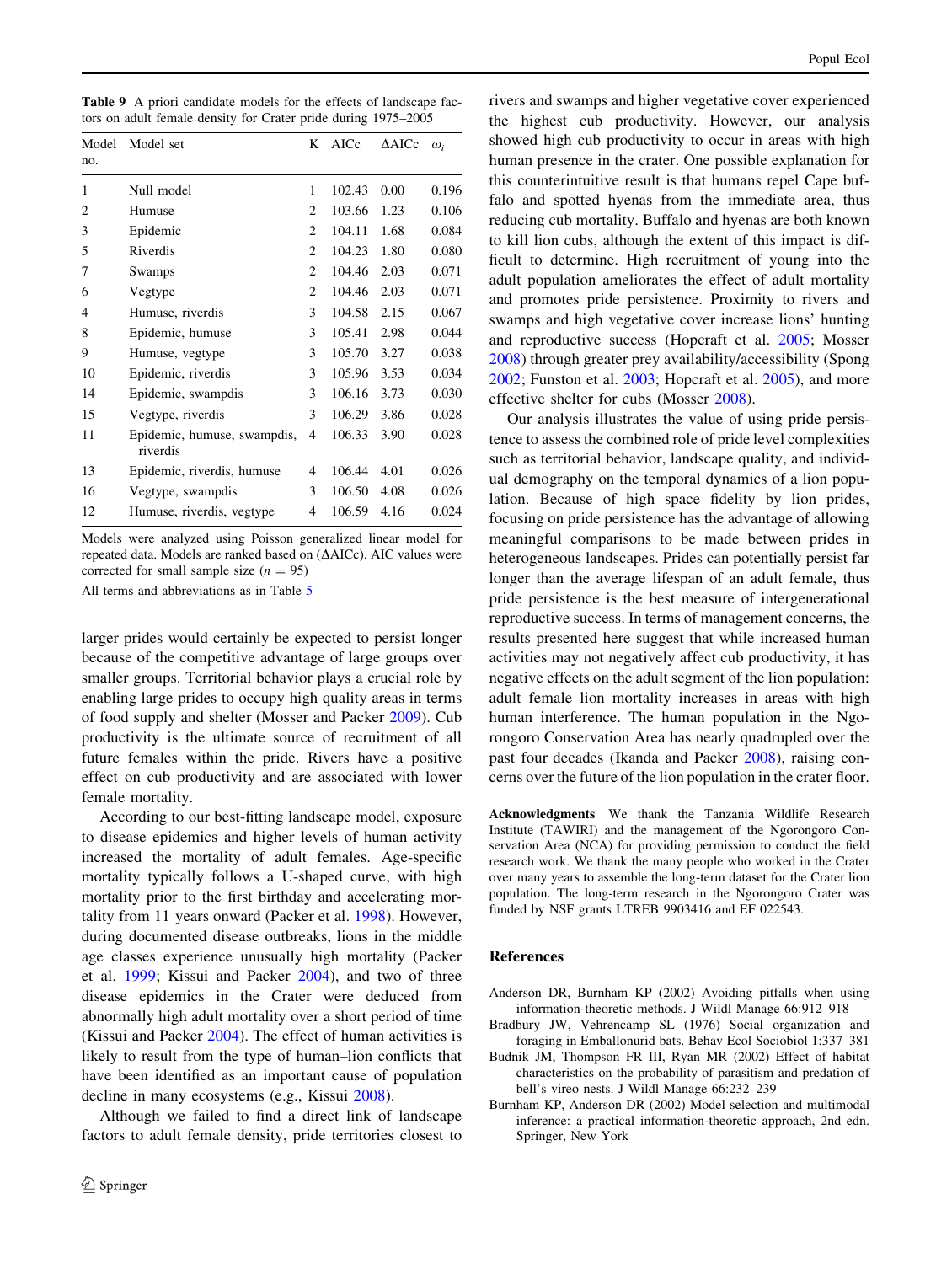Table 9 A priori candidate models for the effects of landscape factors on adult female density for Crater pride during 1975–2005

| Model no. | Model set | K | AICc | ΔAICc | $\omega_i$ |
|---|---|---|---|---|---|
| 1 | Null model | 1 | 102.43 | 0.00 | 0.196 |
| 2 | Humuse | 2 | 103.66 | 1.23 | 0.106 |
| 3 | Epidemic | 2 | 104.11 | 1.68 | 0.084 |
| 5 | Riverdis | 2 | 104.23 | 1.80 | 0.080 |
| 7 | Swamps | 2 | 104.46 | 2.03 | 0.071 |
| 6 | Vegtype | 2 | 104.46 | 2.03 | 0.071 |
| 4 | Humuse, riverdis | 3 | 104.58 | 2.15 | 0.067 |
| 8 | Epidemic, humuse | 3 | 105.41 | 2.98 | 0.044 |
| 9 | Humuse, vegtype | 3 | 105.70 | 3.27 | 0.038 |
| 10 | Epidemic, riverdis | 3 | 105.96 | 3.53 | 0.034 |
| 14 | Epidemic, swampdis | 3 | 106.16 | 3.73 | 0.030 |
| 15 | Vegtype, riverdis | 3 | 106.29 | 3.86 | 0.028 |
| 11 | Epidemic, humuse, swampdis, riverdis | 4 | 106.33 | 3.90 | 0.028 |
| 13 | Epidemic, riverdis, humuse | 4 | 106.44 | 4.01 | 0.026 |
| 16 | Vegtype, swampdis | 3 | 106.50 | 4.08 | 0.026 |
| 12 | Humuse, riverdis, vegtype | 4 | 106.59 | 4.16 | 0.024 |

Models were analyzed using Poisson generalized linear model for repeated data. Models are ranked based on (ΔAICc). AIC values were corrected for small sample size ($n = 95$)

All terms and abbreviations as in Table 5

larger prides would certainly be expected to persist longer because of the competitive advantage of large groups over smaller groups. Territorial behavior plays a crucial role by enabling large prides to occupy high quality areas in terms of food supply and shelter (Mosser and Packer 2009). Cub productivity is the ultimate source of recruitment of all future females within the pride. Rivers have a positive effect on cub productivity and are associated with lower female mortality.

According to our best-fitting landscape model, exposure to disease epidemics and higher levels of human activity increased the mortality of adult females. Age-specific mortality typically follows a U-shaped curve, with high mortality prior to the first birthday and accelerating mortality from 11 years onward (Packer et al. 1998). However, during documented disease outbreaks, lions in the middle age classes experience unusually high mortality (Packer et al. 1999; Kissui and Packer 2004), and two of three disease epidemics in the Crater were deduced from abnormally high adult mortality over a short period of time (Kissui and Packer 2004). The effect of human activities is likely to result from the type of human–lion conflicts that have been identified as an important cause of population decline in many ecosystems (e.g., Kissui 2008).

Although we failed to find a direct link of landscape factors to adult female density, pride territories closest to rivers and swamps and higher vegetative cover experienced the highest cub productivity. However, our analysis showed high cub productivity to occur in areas with high human presence in the crater. One possible explanation for this counterintuitive result is that humans repel Cape buffalo and spotted hyenas from the immediate area, thus reducing cub mortality. Buffalo and hyenas are both known to kill lion cubs, although the extent of this impact is difficult to determine. High recruitment of young into the adult population ameliorates the effect of adult mortality and promotes pride persistence. Proximity to rivers and swamps and high vegetative cover increase lions' hunting and reproductive success (Hopcraft et al. 2005; Mosser 2008) through greater prey availability/accessibility (Spong 2002; Funston et al. 2003; Hopcraft et al. 2005), and more effective shelter for cubs (Mosser 2008).

Our analysis illustrates the value of using pride persistence to assess the combined role of pride level complexities such as territorial behavior, landscape quality, and individual demography on the temporal dynamics of a lion population. Because of high space fidelity by lion prides, focusing on pride persistence has the advantage of allowing meaningful comparisons to be made between prides in heterogeneous landscapes. Prides can potentially persist far longer than the average lifespan of an adult female, thus pride persistence is the best measure of intergenerational reproductive success. In terms of management concerns, the results presented here suggest that while increased human activities may not negatively affect cub productivity, it has negative effects on the adult segment of the lion population: adult female lion mortality increases in areas with high human interference. The human population in the Ngorongoro Conservation Area has nearly quadrupled over the past four decades (Ikanda and Packer 2008), raising concerns over the future of the lion population in the crater floor.

**Acknowledgments** We thank the Tanzania Wildlife Research Institute (TAWIRI) and the management of the Ngorongoro Conservation Area (NCA) for providing permission to conduct the field research work. We thank the many people who worked in the Crater over many years to assemble the long-term dataset for the Crater lion population. The long-term research in the Ngorongoro Crater was funded by NSF grants LTREB 9903416 and EF 022543.

## References

Anderson DR, Burnham KP (2002) Avoiding pitfalls when using information-theoretic methods. J Wildl Manage 66:912–918

Bradbury JW, Vehrencamp SL (1976) Social organization and foraging in Emballonurid bats. Behav Ecol Sociobiol 1:337–381

Budnik JM, Thompson FR III, Ryan MR (2002) Effect of habitat characteristics on the probability of parasitism and predation of bell's vireo nests. J Wildl Manage 66:232–239

Burnham KP, Anderson DR (2002) Model selection and multimodal inference: a practical information-theoretic approach, 2nd edn. Springer, New York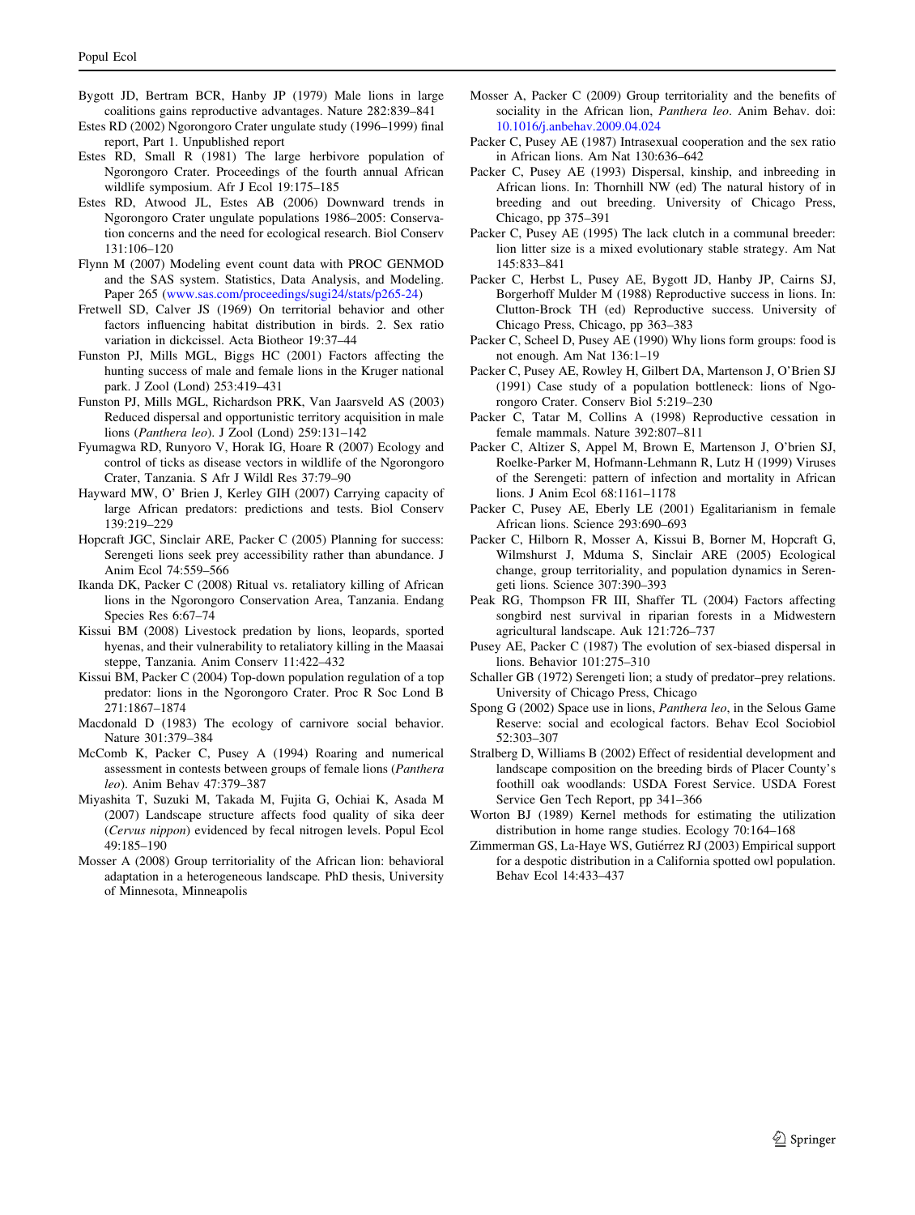Bygott JD, Bertram BCR, Hanby JP (1979) Male lions in large coalitions gains reproductive advantages. Nature 282:839–841

Estes RD (2002) Ngorongoro Crater ungulate study (1996–1999) final report, Part 1. Unpublished report

Estes RD, Small R (1981) The large herbivore population of Ngorongoro Crater. Proceedings of the fourth annual African wildlife symposium. Afr J Ecol 19:175–185

Estes RD, Atwood JL, Estes AB (2006) Downward trends in Ngorongoro Crater ungulate populations 1986–2005: Conservation concerns and the need for ecological research. Biol Conserv 131:106–120

Flynn M (2007) Modeling event count data with PROC GENMOD and the SAS system. Statistics, Data Analysis, and Modeling. Paper 265 (www.sas.com/proceedings/sugi24/stats/p265-24)

Fretwell SD, Calver JS (1969) On territorial behavior and other factors influencing habitat distribution in birds. 2. Sex ratio variation in dickcissel. Acta Biotheor 19:37–44

Funston PJ, Mills MGL, Biggs HC (2001) Factors affecting the hunting success of male and female lions in the Kruger national park. J Zool (Lond) 253:419–431

Funston PJ, Mills MGL, Richardson PRK, Van Jaarsveld AS (2003) Reduced dispersal and opportunistic territory acquisition in male lions (*Panthera leo*). J Zool (Lond) 259:131–142

Fyumagwa RD, Runyoro V, Horak IG, Hoare R (2007) Ecology and control of ticks as disease vectors in wildlife of the Ngorongoro Crater, Tanzania. S Afr J Wildl Res 37:79–90

Hayward MW, O' Brien J, Kerley GIH (2007) Carrying capacity of large African predators: predictions and tests. Biol Conserv 139:219–229

Hopcraft JGC, Sinclair ARE, Packer C (2005) Planning for success: Serengeti lions seek prey accessibility rather than abundance. J Anim Ecol 74:559–566

Ikanda DK, Packer C (2008) Ritual vs. retaliatory killing of African lions in the Ngorongoro Conservation Area, Tanzania. Endang Species Res 6:67–74

Kissui BM (2008) Livestock predation by lions, leopards, spotted hyenas, and their vulnerability to retaliatory killing in the Maasai steppe, Tanzania. Anim Conserv 11:422–432

Kissui BM, Packer C (2004) Top-down population regulation of a top predator: lions in the Ngorongoro Crater. Proc R Soc Lond B 271:1867–1874

Macdonald D (1983) The ecology of carnivore social behavior. Nature 301:379–384

McComb K, Packer C, Pusey A (1994) Roaring and numerical assessment in contests between groups of female lions (*Panthera leo*). Anim Behav 47:379–387

Miyashita T, Suzuki M, Takada M, Fujita G, Ochiai K, Asada M (2007) Landscape structure affects food quality of sika deer (*Cervus nippon*) evidenced by fecal nitrogen levels. Popul Ecol 49:185–190

Mosser A (2008) Group territoriality of the African lion: behavioral adaptation in a heterogeneous landscape. PhD thesis, University of Minnesota, Minneapolis

Mosser A, Packer C (2009) Group territoriality and the benefits of sociality in the African lion, *Panthera leo*. Anim Behav. doi: 10.1016/j.anbehav.2009.04.024

Packer C, Pusey AE (1987) Intrasexual cooperation and the sex ratio in African lions. Am Nat 130:636–642

Packer C, Pusey AE (1993) Dispersal, kinship, and inbreeding in African lions. In: Thornhill NW (ed) The natural history of in breeding and out breeding. University of Chicago Press, Chicago, pp 375–391

Packer C, Pusey AE (1995) The lack clutch in a communal breeder: lion litter size is a mixed evolutionary stable strategy. Am Nat 145:833–841

Packer C, Herbst L, Pusey AE, Bygott JD, Hanby JP, Cairns SJ, Borgerhoff Mulder M (1988) Reproductive success in lions. In: Clutton-Brock TH (ed) Reproductive success. University of Chicago Press, Chicago, pp 363–383

Packer C, Scheel D, Pusey AE (1990) Why lions form groups: food is not enough. Am Nat 136:1–19

Packer C, Pusey AE, Rowley H, Gilbert DA, Martenson J, O'Brien SJ (1991) Case study of a population bottleneck: lions of Ngorongoro Crater. Conserv Biol 5:219–230

Packer C, Tatar M, Collins A (1998) Reproductive cessation in female mammals. Nature 392:807–811

Packer C, Altizer S, Appel M, Brown E, Martenson J, O'brien SJ, Roelke-Parker M, Hofmann-Lehmann R, Lutz H (1999) Viruses of the Serengeti: pattern of infection and mortality in African lions. J Anim Ecol 68:1161–1178

Packer C, Pusey AE, Eberly LE (2001) Egalitarianism in female African lions. Science 293:690–693

Packer C, Hilborn R, Mosser A, Kissui B, Borner M, Hopcraft G, Wilmshurst J, Mduma S, Sinclair ARE (2005) Ecological change, group territoriality, and population dynamics in Serengeti lions. Science 307:390–393

Peak RG, Thompson FR III, Shaffer TL (2004) Factors affecting songbird nest survival in riparian forests in a Midwestern agricultural landscape. Auk 121:726–737

Pusey AE, Packer C (1987) The evolution of sex-biased dispersal in lions. Behavior 101:275–310

Schaller GB (1972) Serengeti lion; a study of predator–prey relations. University of Chicago Press, Chicago

Spong G (2002) Space use in lions, *Panthera leo*, in the Selous Game Reserve: social and ecological factors. Behav Ecol Sociobiol 52:303–307

Stralberg D, Williams B (2002) Effect of residential development and landscape composition on the breeding birds of Placer County's foothill oak woodlands: USDA Forest Service. USDA Forest Service Gen Tech Report, pp 341–366

Worton BJ (1989) Kernel methods for estimating the utilization distribution in home range studies. Ecology 70:164–168

Zimmerman GS, La-Haye WS, Gutiérrez RJ (2003) Empirical support for a despotic distribution in a California spotted owl population. Behav Ecol 14:433–437